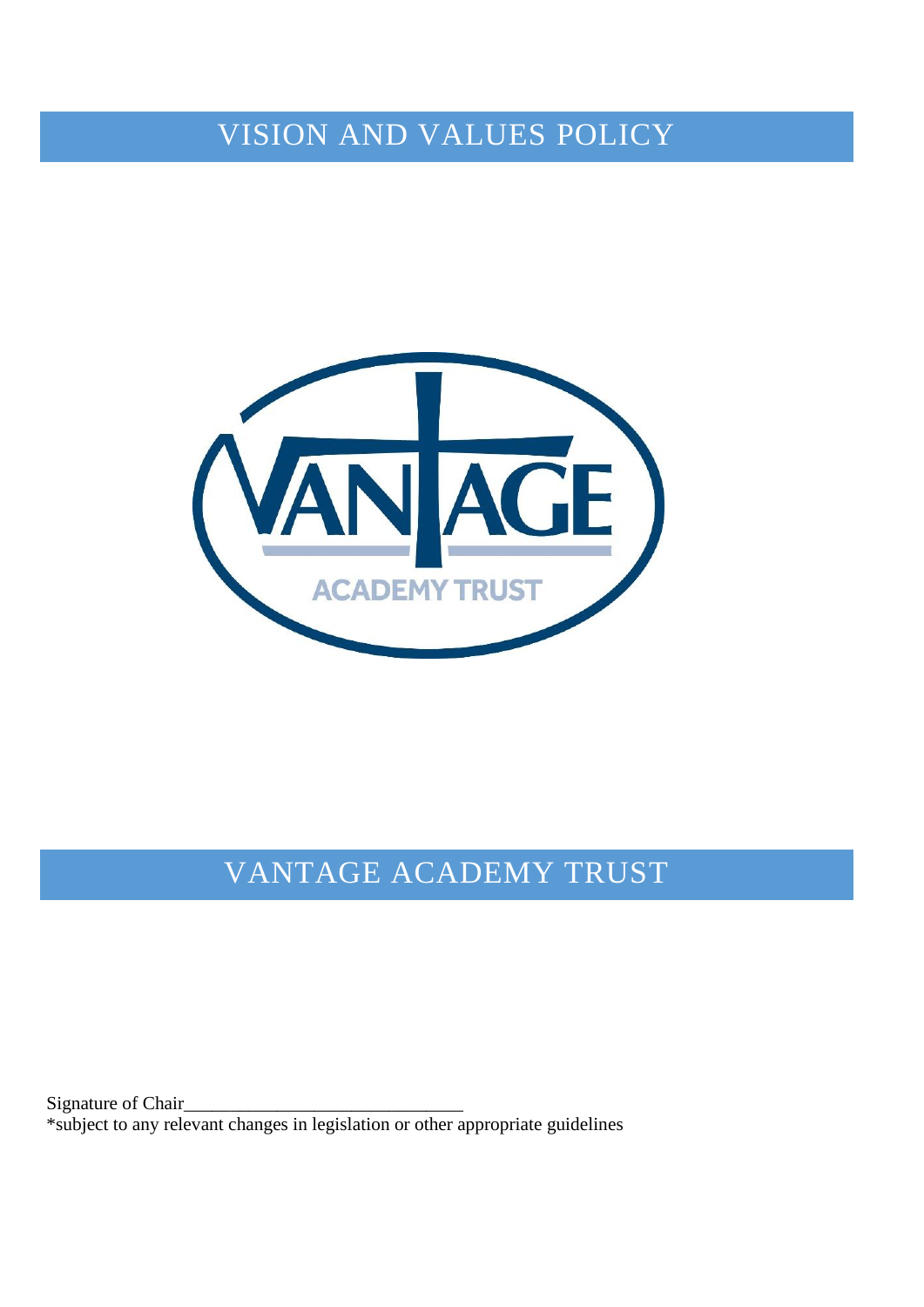# VISION AND VALUES POLICY

# VANTAGE ACADEMY TRUST

Signature of Chair______________________________

*subject to any relevant changes in legislation or other appropriate guidelines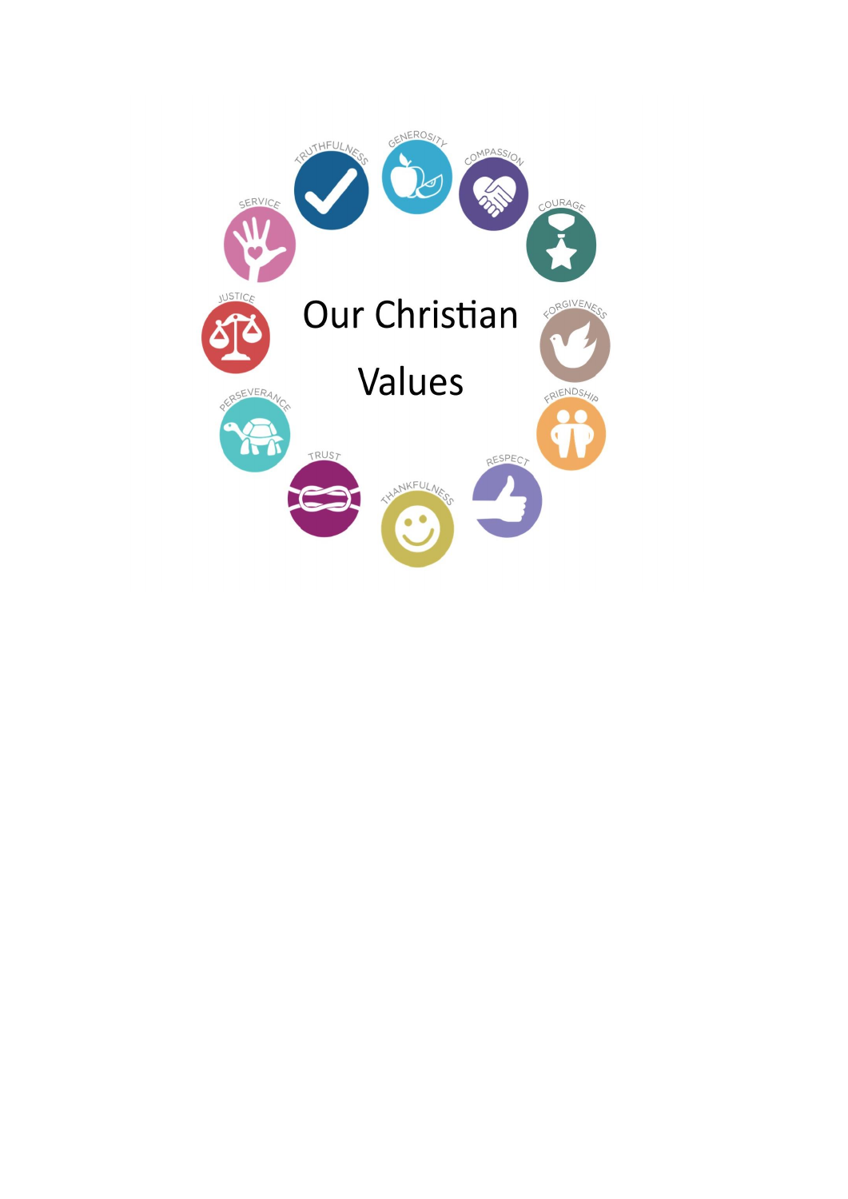# Our Christian Values

TRUTHFULNESS

GENEROSITY

COMPASSION

COURAGE

FORGIVENESS

FRIENDSHIP

RESPECT

THANKFULNESS

TRUST

PERSEVERANCE

JUSTICE

SERVICE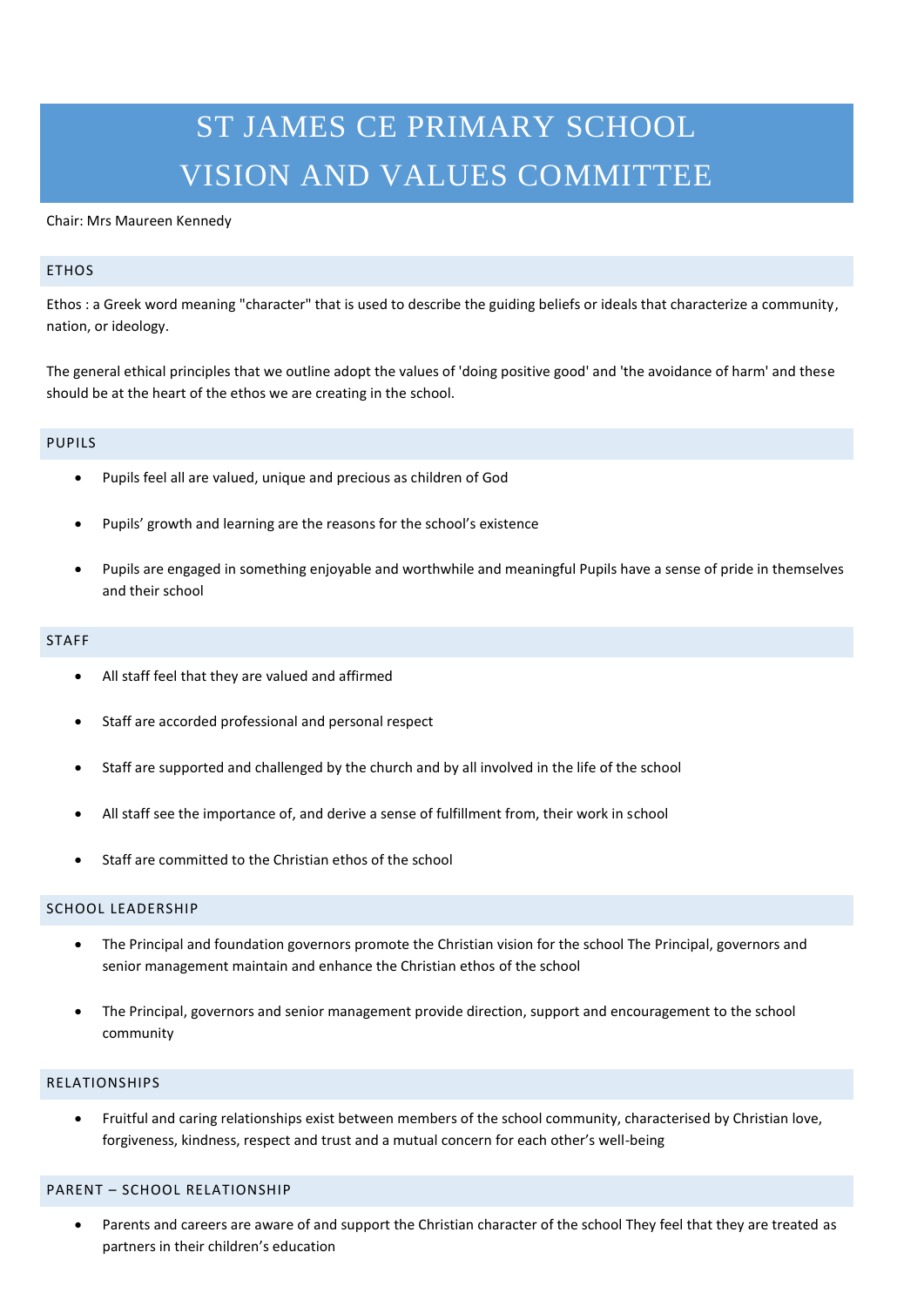# ST JAMES CE PRIMARY SCHOOL
# VISION AND VALUES COMMITTEE

Chair: Mrs Maureen Kennedy

## ETHOS

Ethos : a Greek word meaning "character" that is used to describe the guiding beliefs or ideals that characterize a community, nation, or ideology.

The general ethical principles that we outline adopt the values of 'doing positive good' and 'the avoidance of harm' and these should be at the heart of the ethos we are creating in the school.

## PUPILS

- Pupils feel all are valued, unique and precious as children of God
- Pupils' growth and learning are the reasons for the school's existence
- Pupils are engaged in something enjoyable and worthwhile and meaningful Pupils have a sense of pride in themselves and their school

## STAFF

- All staff feel that they are valued and affirmed
- Staff are accorded professional and personal respect
- Staff are supported and challenged by the church and by all involved in the life of the school
- All staff see the importance of, and derive a sense of fulfillment from, their work in school
- Staff are committed to the Christian ethos of the school

## SCHOOL LEADERSHIP

- The Principal and foundation governors promote the Christian vision for the school The Principal, governors and senior management maintain and enhance the Christian ethos of the school
- The Principal, governors and senior management provide direction, support and encouragement to the school community

## RELATIONSHIPS

- Fruitful and caring relationships exist between members of the school community, characterised by Christian love, forgiveness, kindness, respect and trust and a mutual concern for each other's well-being

## PARENT – SCHOOL RELATIONSHIP

- Parents and careers are aware of and support the Christian character of the school They feel that they are treated as partners in their children's education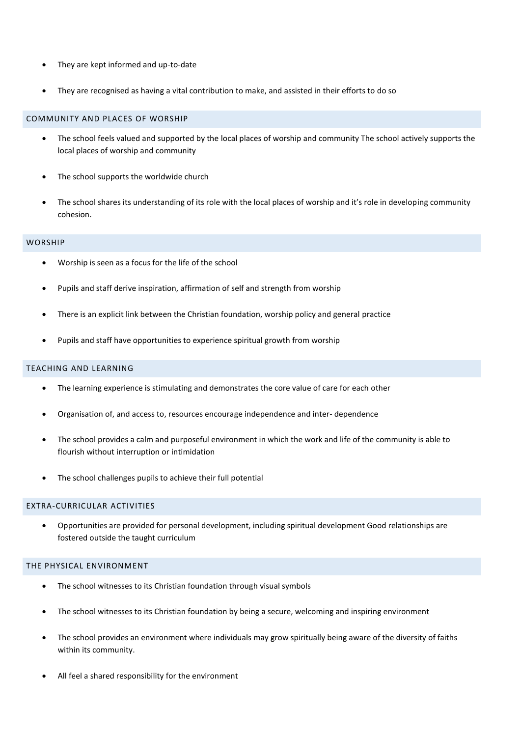- They are kept informed and up-to-date
- They are recognised as having a vital contribution to make, and assisted in their efforts to do so

## COMMUNITY AND PLACES OF WORSHIP

- The school feels valued and supported by the local places of worship and community The school actively supports the local places of worship and community
- The school supports the worldwide church
- The school shares its understanding of its role with the local places of worship and it's role in developing community cohesion.

## WORSHIP

- Worship is seen as a focus for the life of the school
- Pupils and staff derive inspiration, affirmation of self and strength from worship
- There is an explicit link between the Christian foundation, worship policy and general practice
- Pupils and staff have opportunities to experience spiritual growth from worship

## TEACHING AND LEARNING

- The learning experience is stimulating and demonstrates the core value of care for each other
- Organisation of, and access to, resources encourage independence and inter- dependence
- The school provides a calm and purposeful environment in which the work and life of the community is able to flourish without interruption or intimidation
- The school challenges pupils to achieve their full potential

## EXTRA-CURRICULAR ACTIVITIES

- Opportunities are provided for personal development, including spiritual development Good relationships are fostered outside the taught curriculum

## THE PHYSICAL ENVIRONMENT

- The school witnesses to its Christian foundation through visual symbols
- The school witnesses to its Christian foundation by being a secure, welcoming and inspiring environment
- The school provides an environment where individuals may grow spiritually being aware of the diversity of faiths within its community.
- All feel a shared responsibility for the environment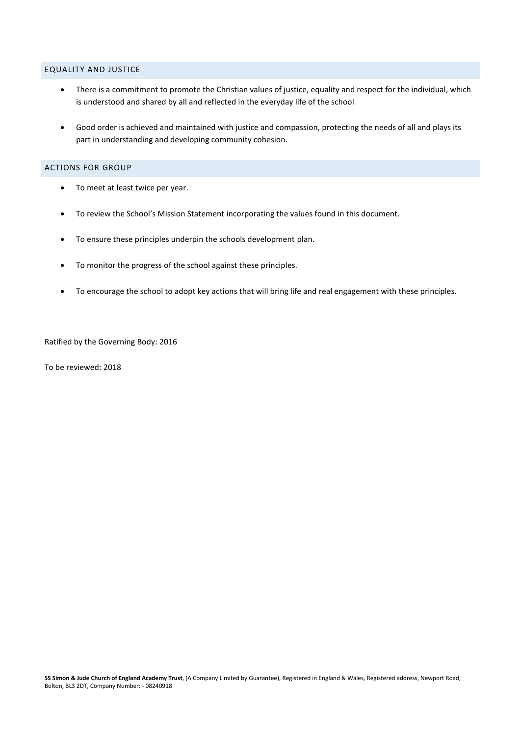## EQUALITY AND JUSTICE

- There is a commitment to promote the Christian values of justice, equality and respect for the individual, which is understood and shared by all and reflected in the everyday life of the school
- Good order is achieved and maintained with justice and compassion, protecting the needs of all and plays its part in understanding and developing community cohesion.

## ACTIONS FOR GROUP

- To meet at least twice per year.
- To review the School's Mission Statement incorporating the values found in this document.
- To ensure these principles underpin the schools development plan.
- To monitor the progress of the school against these principles.
- To encourage the school to adopt key actions that will bring life and real engagement with these principles.

Ratified by the Governing Body: 2016

To be reviewed: 2018